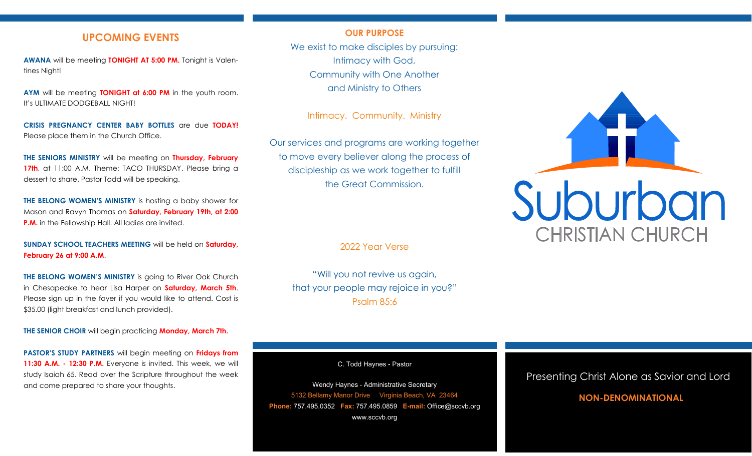## UPCOMING EVENTS

**AWANA** will be meeting **TONIGHT AT 5:00 PM.** Tonight is Valentines Night!

**AYM** will be meeting **TONIGHT at 6:00 PM** in the youth room. It's ULTIMATE DODGEBALL NIGHT!

**CRISIS PREGNANCY CENTER BABY BOTTLES** are due **TODAY!** Please place them in the Church Office.

**THE SENIORS MINISTRY** will be meeting on **Thursday, February 17th**, at 11:00 A.M. Theme: TACO THURSDAY. Please bring a dessert to share. Pastor Todd will be speaking.

**THE BELONG WOMEN'S MINISTRY** is hosting a baby shower for Mason and Ravyn Thomas on **Saturday, February 19th, at 2:00 P.M.** in the Fellowship Hall. All ladies are invited.

**SUNDAY SCHOOL TEACHERS MEETING** will be held on **Saturday, February 26 at 9:00 A.M**.

**THE BELONG WOMEN'S MINISTRY** is going to River Oak Church in Chesapeake to hear Lisa Harper on **Saturday, March 5th**. Please sign up in the foyer if you would like to attend. Cost is $35.00 (light breakfast and lunch provided).

**THE SENIOR CHOIR** will begin practicing **Monday, March 7th.**

**PASTOR'S STUDY PARTNERS** will begin meeting on **Fridays from 11:30 A.M. - 12:30 P.M.** Everyone is invited. This week, we will study Isaiah 65. Read over the Scripture throughout the week and come prepared to share your thoughts.

## OUR PURPOSE

We exist to make disciples by pursuing:
Intimacy with God,
Community with One Another
and Ministry to Others

Intimacy. Community. Ministry

Our services and programs are working together to move every believer along the process of discipleship as we work together to fulfill the Great Commission.

2022 Year Verse

"Will you not revive us again,
that your people may rejoice in you?"
Psalm 85:6

C. Todd Haynes - Pastor

Wendy Haynes - Administrative Secretary
5132 Bellamy Manor Drive Virginia Beach, VA 23464
**Phone:** 757.495.0352 **Fax:** 757.495.0859 **E-mail:** Office@sccvb.org
www.sccvb.org

# Suburban CHRISTIAN CHURCH

Presenting Christ Alone as Savior and Lord

**NON-DENOMINATIONAL**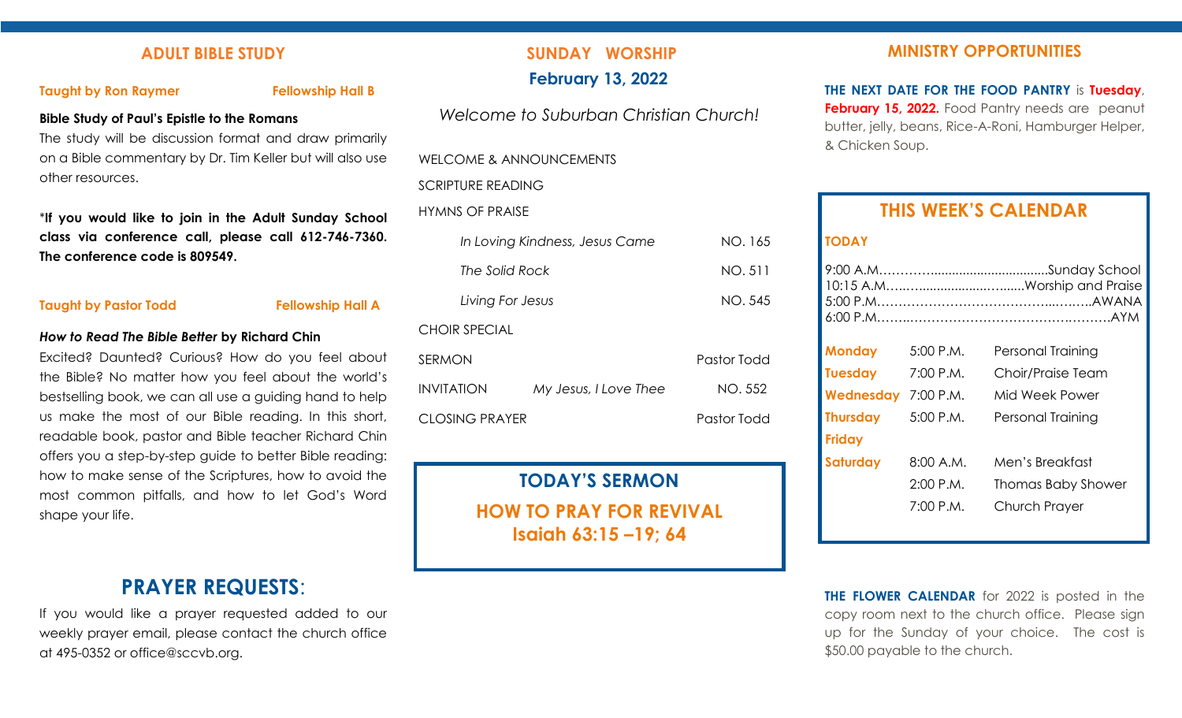## ADULT BIBLE STUDY

**Taught by Ron Raymer** **Fellowship Hall B**

**Bible Study of Paul's Epistle to the Romans**

The study will be discussion format and draw primarily on a Bible commentary by Dr. Tim Keller but will also use other resources.

***If you would like to join in the Adult Sunday School class via conference call, please call 612-746-7360. The conference code is 809549.**

**Taught by Pastor Todd** **Fellowship Hall A**

***How to Read The Bible Better* by Richard Chin**

Excited? Daunted? Curious? How do you feel about the Bible? No matter how you feel about the world's bestselling book, we can all use a guiding hand to help us make the most of our Bible reading. In this short, readable book, pastor and Bible teacher Richard Chin offers you a step-by-step guide to better Bible reading: how to make sense of the Scriptures, how to avoid the most common pitfalls, and how to let God's Word shape your life.

## PRAYER REQUESTS:

If you would like a prayer requested added to our weekly prayer email, please contact the church office at 495-0352 or office@sccvb.org.

## SUNDAY WORSHIP

**February 13, 2022**

*Welcome to Suburban Christian Church!*

WELCOME & ANNOUNCEMENTS

SCRIPTURE READING

HYMNS OF PRAISE

| | |
|---|---|
| *In Loving Kindness, Jesus Came* | NO. 165 |
| *The Solid Rock* | NO. 511 |
| *Living For Jesus* | NO. 545 |

CHOIR SPECIAL

SERMON — Pastor Todd

INVITATION — *My Jesus, I Love Thee* — NO. 552

CLOSING PRAYER — Pastor Todd

### TODAY'S SERMON

**HOW TO PRAY FOR REVIVAL**

**Isaiah 63:15 –19; 64**

## MINISTRY OPPORTUNITIES

**THE NEXT DATE FOR THE FOOD PANTRY** is **Tuesday, February 15, 2022.** Food Pantry needs are peanut butter, jelly, beans, Rice-A-Roni, Hamburger Helper, & Chicken Soup.

## THIS WEEK'S CALENDAR

**TODAY**

9:00 A.M.……………………………Sunday School
10:15 A.M.……………………………Worship and Praise
5:00 P.M.……………………………AWANA
6:00 P.M.……………………………AYM

| | | |
|---|---|---|
| **Monday** | 5:00 P.M. | Personal Training |
| **Tuesday** | 7:00 P.M. | Choir/Praise Team |
| **Wednesday** | 7:00 P.M. | Mid Week Power |
| **Thursday** | 5:00 P.M. | Personal Training |
| **Friday** | | |
| **Saturday** | 8:00 A.M. | Men's Breakfast |
| | 2:00 P.M. | Thomas Baby Shower |
| | 7:00 P.M. | Church Prayer |

**THE FLOWER CALENDAR** for 2022 is posted in the copy room next to the church office. Please sign up for the Sunday of your choice. The cost is $50.00 payable to the church.